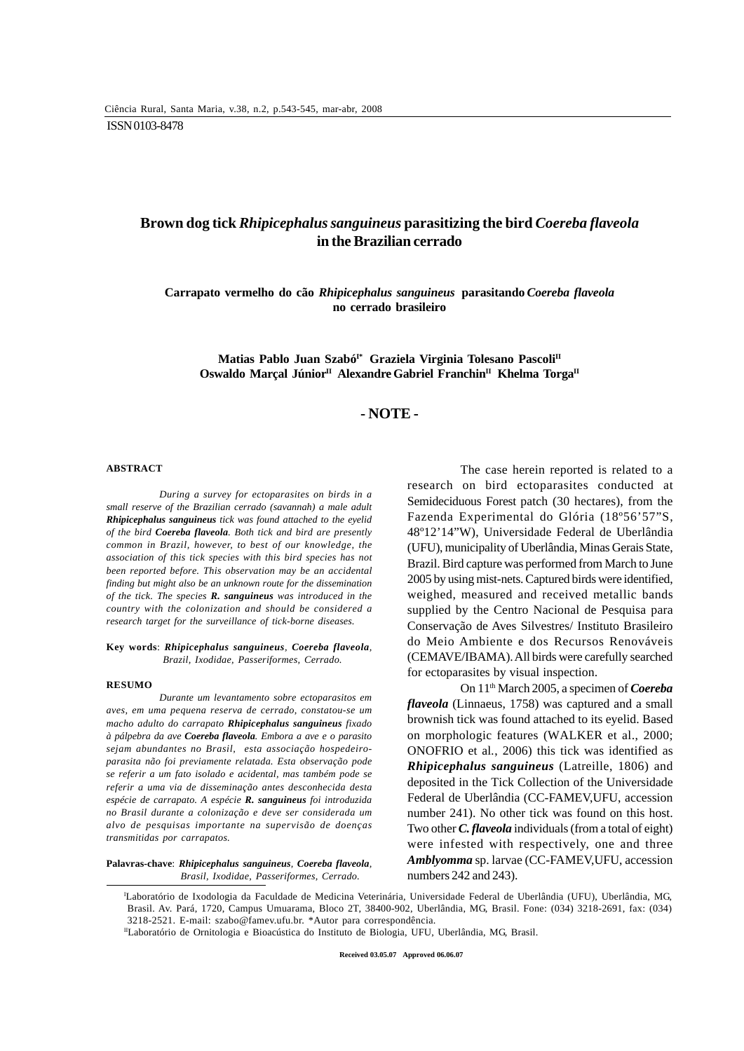ISSN 0103-8478

# Brown dog tick *Rhipicephalus sanguineus* parasitizing the bird *Coereba flaveola* in the Brazilian cerrado

## Carrapato vermelho do cão *Rhipicephalus sanguineus* parasitando *Coereba flaveola* no cerrado brasileiro

**Matias Pablo Juan Szabó[I*] Graziela Virginia Tolesano Pascoli[II] Oswaldo Marçal Júnior[II] Alexandre Gabriel Franchin[II] Khelma Torga[II]**

## - NOTE -

### ABSTRACT

*During a survey for ectoparasites on birds in a small reserve of the Brazilian cerrado (savannah) a male adult **Rhipicephalus sanguineus** tick was found attached to the eyelid of the bird **Coereba flaveola**. Both tick and bird are presently common in Brazil, however, to best of our knowledge, the association of this tick species with this bird species has not been reported before. This observation may be an accidental finding but might also be an unknown route for the dissemination of the tick. The species **R. sanguineus** was introduced in the country with the colonization and should be considered a research target for the surveillance of tick-borne diseases.*

**Key words**: ***Rhipicephalus sanguineus***, ***Coereba flaveola***, *Brazil, Ixodidae, Passeriformes, Cerrado.*

### RESUMO

*Durante um levantamento sobre ectoparasitos em aves, em uma pequena reserva de cerrado, constatou-se um macho adulto do carrapato **Rhipicephalus sanguineus** fixado à pálpebra da ave **Coereba flaveola**. Embora a ave e o parasito sejam abundantes no Brasil, esta associação hospedeiro-parasita não foi previamente relatada. Esta observação pode se referir a um fato isolado e acidental, mas também pode se referir a uma via de disseminação antes desconhecida desta espécie de carrapato. A espécie **R. sanguineus** foi introduzida no Brasil durante a colonização e deve ser considerada um alvo de pesquisas importante na supervisão de doenças transmitidas por carrapatos.*

**Palavras-chave**: ***Rhipicephalus sanguineus***, ***Coereba flaveola***, *Brasil, Ixodidae, Passeriformes, Cerrado.*

The case herein reported is related to a research on bird ectoparasites conducted at Semideciduous Forest patch (30 hectares), from the Fazenda Experimental do Glória (18º56'57"S, 48º12'14"W), Universidade Federal de Uberlândia (UFU), municipality of Uberlândia, Minas Gerais State, Brazil. Bird capture was performed from March to June 2005 by using mist-nets. Captured birds were identified, weighed, measured and received metallic bands supplied by the Centro Nacional de Pesquisa para Conservação de Aves Silvestres/ Instituto Brasileiro do Meio Ambiente e dos Recursos Renováveis (CEMAVE/IBAMA). All birds were carefully searched for ectoparasites by visual inspection.

On 11th March 2005, a specimen of ***Coereba flaveola*** (Linnaeus, 1758) was captured and a small brownish tick was found attached to its eyelid. Based on morphologic features (WALKER et al., 2000; ONOFRIO et al., 2006) this tick was identified as ***Rhipicephalus sanguineus*** (Latreille, 1806) and deposited in the Tick Collection of the Universidade Federal de Uberlândia (CC-FAMEV,UFU, accession number 241). No other tick was found on this host. Two other ***C. flaveola*** individuals (from a total of eight) were infested with respectively, one and three ***Amblyomma*** sp. larvae (CC-FAMEV,UFU, accession numbers 242 and 243).

[I]Laboratório de Ixodologia da Faculdade de Medicina Veterinária, Universidade Federal de Uberlândia (UFU), Uberlândia, MG, Brasil. Av. Pará, 1720, Campus Umuarama, Bloco 2T, 38400-902, Uberlândia, MG, Brasil. Fone: (034) 3218-2691, fax: (034) 3218-2521. E-mail: szabo@famev.ufu.br. *Autor para correspondência.

[II]Laboratório de Ornitologia e Bioacústica do Instituto de Biologia, UFU, Uberlândia, MG, Brasil.

**Received 03.05.07 Approved 06.06.07**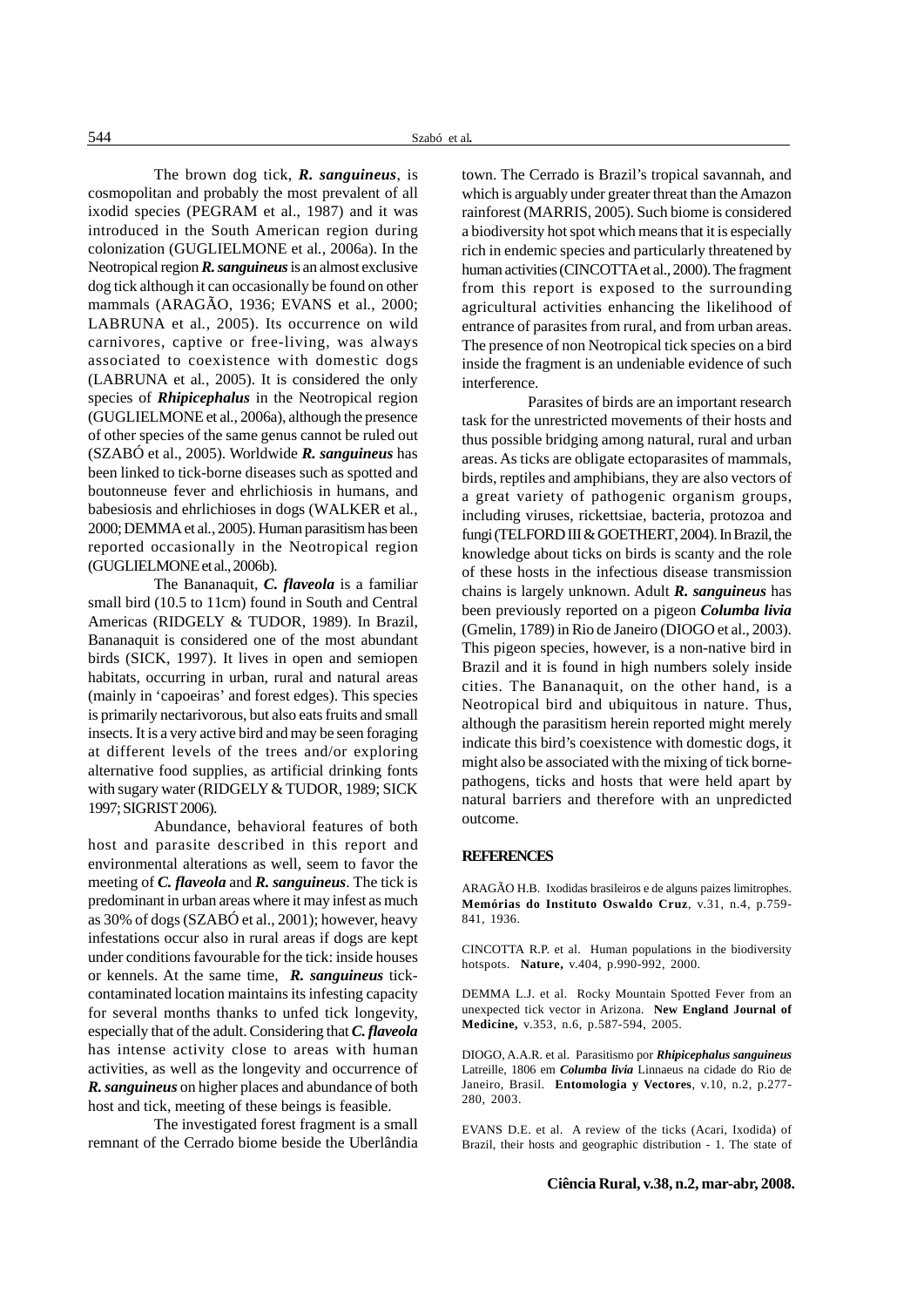The brown dog tick, ***R. sanguineus***, is cosmopolitan and probably the most prevalent of all ixodid species (PEGRAM et al., 1987) and it was introduced in the South American region during colonization (GUGLIELMONE et al., 2006a). In the Neotropical region ***R. sanguineus*** is an almost exclusive dog tick although it can occasionally be found on other mammals (ARAGÃO, 1936; EVANS et al., 2000; LABRUNA et al., 2005). Its occurrence on wild carnivores, captive or free-living, was always associated to coexistence with domestic dogs (LABRUNA et al., 2005). It is considered the only species of ***Rhipicephalus*** in the Neotropical region (GUGLIELMONE et al., 2006a), although the presence of other species of the same genus cannot be ruled out (SZABÓ et al., 2005). Worldwide ***R. sanguineus*** has been linked to tick-borne diseases such as spotted and boutonneuse fever and ehrlichiosis in humans, and babesiosis and ehrlichioses in dogs (WALKER et al., 2000; DEMMA et al., 2005). Human parasitism has been reported occasionally in the Neotropical region (GUGLIELMONE et al., 2006b).

The Bananaquit, ***C. flaveola*** is a familiar small bird (10.5 to 11cm) found in South and Central Americas (RIDGELY & TUDOR, 1989). In Brazil, Bananaquit is considered one of the most abundant birds (SICK, 1997). It lives in open and semiopen habitats, occurring in urban, rural and natural areas (mainly in 'capoeiras' and forest edges). This species is primarily nectarivorous, but also eats fruits and small insects. It is a very active bird and may be seen foraging at different levels of the trees and/or exploring alternative food supplies, as artificial drinking fonts with sugary water (RIDGELY & TUDOR, 1989; SICK 1997; SIGRIST 2006).

Abundance, behavioral features of both host and parasite described in this report and environmental alterations as well, seem to favor the meeting of ***C. flaveola*** and ***R. sanguineus***. The tick is predominant in urban areas where it may infest as much as 30% of dogs (SZABÓ et al., 2001); however, heavy infestations occur also in rural areas if dogs are kept under conditions favourable for the tick: inside houses or kennels. At the same time, ***R. sanguineus*** tick-contaminated location maintains its infesting capacity for several months thanks to unfed tick longevity, especially that of the adult. Considering that ***C. flaveola*** has intense activity close to areas with human activities, as well as the longevity and occurrence of ***R. sanguineus*** on higher places and abundance of both host and tick, meeting of these beings is feasible.

The investigated forest fragment is a small remnant of the Cerrado biome beside the Uberlândia town. The Cerrado is Brazil's tropical savannah, and which is arguably under greater threat than the Amazon rainforest (MARRIS, 2005). Such biome is considered a biodiversity hot spot which means that it is especially rich in endemic species and particularly threatened by human activities (CINCOTTA et al., 2000). The fragment from this report is exposed to the surrounding agricultural activities enhancing the likelihood of entrance of parasites from rural, and from urban areas. The presence of non Neotropical tick species on a bird inside the fragment is an undeniable evidence of such interference.

Parasites of birds are an important research task for the unrestricted movements of their hosts and thus possible bridging among natural, rural and urban areas. As ticks are obligate ectoparasites of mammals, birds, reptiles and amphibians, they are also vectors of a great variety of pathogenic organism groups, including viruses, rickettsiae, bacteria, protozoa and fungi (TELFORD III & GOETHERT, 2004). In Brazil, the knowledge about ticks on birds is scanty and the role of these hosts in the infectious disease transmission chains is largely unknown. Adult ***R. sanguineus*** has been previously reported on a pigeon ***Columba livia*** (Gmelin, 1789) in Rio de Janeiro (DIOGO et al., 2003). This pigeon species, however, is a non-native bird in Brazil and it is found in high numbers solely inside cities. The Bananaquit, on the other hand, is a Neotropical bird and ubiquitous in nature. Thus, although the parasitism herein reported might merely indicate this bird's coexistence with domestic dogs, it might also be associated with the mixing of tick borne-pathogens, ticks and hosts that were held apart by natural barriers and therefore with an unpredicted outcome.

## REFERENCES

ARAGÃO H.B. Ixodidas brasileiros e de alguns paizes limitrophes. **Memórias do Instituto Oswaldo Cruz**, v.31, n.4, p.759-841, 1936.

CINCOTTA R.P. et al. Human populations in the biodiversity hotspots. **Nature,** v.404, p.990-992, 2000.

DEMMA L.J. et al. Rocky Mountain Spotted Fever from an unexpected tick vector in Arizona. **New England Journal of Medicine,** v.353, n.6, p.587-594, 2005.

DIOGO, A.A.R. et al. Parasitismo por ***Rhipicephalus sanguineus*** Latreille, 1806 em ***Columba livia*** Linnaeus na cidade do Rio de Janeiro, Brasil. **Entomologia y Vectores**, v.10, n.2, p.277-280, 2003.

EVANS D.E. et al. A review of the ticks (Acari, Ixodida) of Brazil, their hosts and geographic distribution - 1. The state of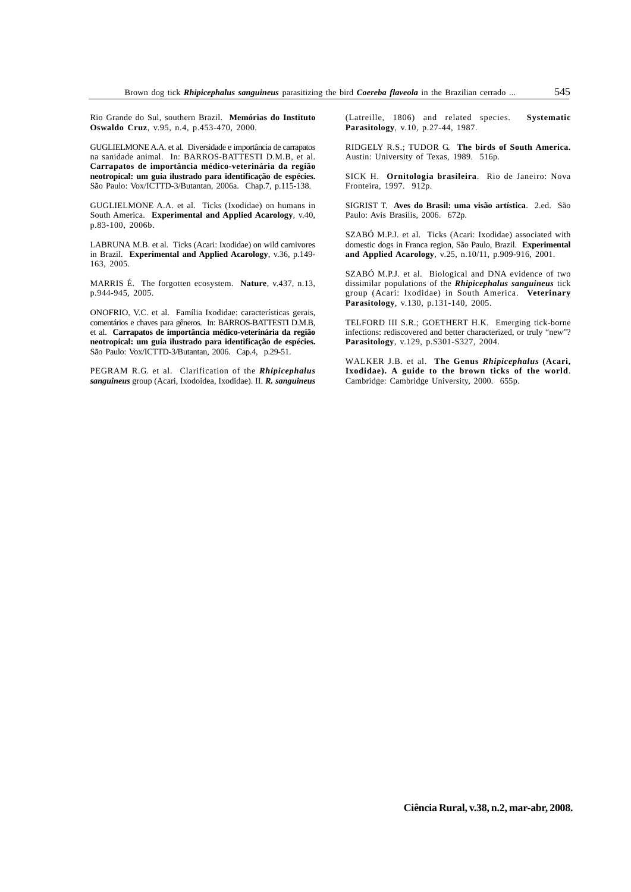Rio Grande do Sul, southern Brazil. **Memórias do Instituto Oswaldo Cruz**, v.95, n.4, p.453-470, 2000.

GUGLIELMONE A.A. et al. Diversidade e importância de carrapatos na sanidade animal. In: BARROS-BATTESTI D.M.B, et al. **Carrapatos de importância médico-veterinária da região neotropical: um guia ilustrado para identificação de espécies.** São Paulo: Vox/ICTTD-3/Butantan, 2006a. Chap.7, p.115-138.

GUGLIELMONE A.A. et al. Ticks (Ixodidae) on humans in South America. **Experimental and Applied Acarology**, v.40, p.83-100, 2006b.

LABRUNA M.B. et al. Ticks (Acari: Ixodidae) on wild carnivores in Brazil. **Experimental and Applied Acarology**, v.36, p.149-163, 2005.

MARRIS É. The forgotten ecosystem. **Nature**, v.437, n.13, p.944-945, 2005.

ONOFRIO, V.C. et al. Família Ixodidae: características gerais, comentários e chaves para gêneros. In: BARROS-BATTESTI D.M.B, et al. **Carrapatos de importância médico-veterinária da região neotropical: um guia ilustrado para identificação de espécies.** São Paulo: Vox/ICTTD-3/Butantan, 2006. Cap.4, p.29-51.

PEGRAM R.G. et al. Clarification of the ***Rhipicephalus sanguineus*** group (Acari, Ixodoidea, Ixodidae). II. ***R. sanguineus*** (Latreille, 1806) and related species. **Systematic Parasitology**, v.10, p.27-44, 1987.

RIDGELY R.S.; TUDOR G. **The birds of South America.** Austin: University of Texas, 1989. 516p.

SICK H. **Ornitologia brasileira**. Rio de Janeiro: Nova Fronteira, 1997. 912p.

SIGRIST T. **Aves do Brasil: uma visão artística**. 2.ed. São Paulo: Avis Brasilis, 2006. 672p.

SZABÓ M.P.J. et al. Ticks (Acari: Ixodidae) associated with domestic dogs in Franca region, São Paulo, Brazil. **Experimental and Applied Acarology**, v.25, n.10/11, p.909-916, 2001.

SZABÓ M.P.J. et al. Biological and DNA evidence of two dissimilar populations of the ***Rhipicephalus sanguineus*** tick group (Acari: Ixodidae) in South America. **Veterinary Parasitology**, v.130, p.131-140, 2005.

TELFORD III S.R.; GOETHERT H.K. Emerging tick-borne infections: rediscovered and better characterized, or truly "new"? **Parasitology**, v.129, p.S301-S327, 2004.

WALKER J.B. et al. **The Genus *Rhipicephalus* (Acari, Ixodidae). A guide to the brown ticks of the world**. Cambridge: Cambridge University, 2000. 655p.